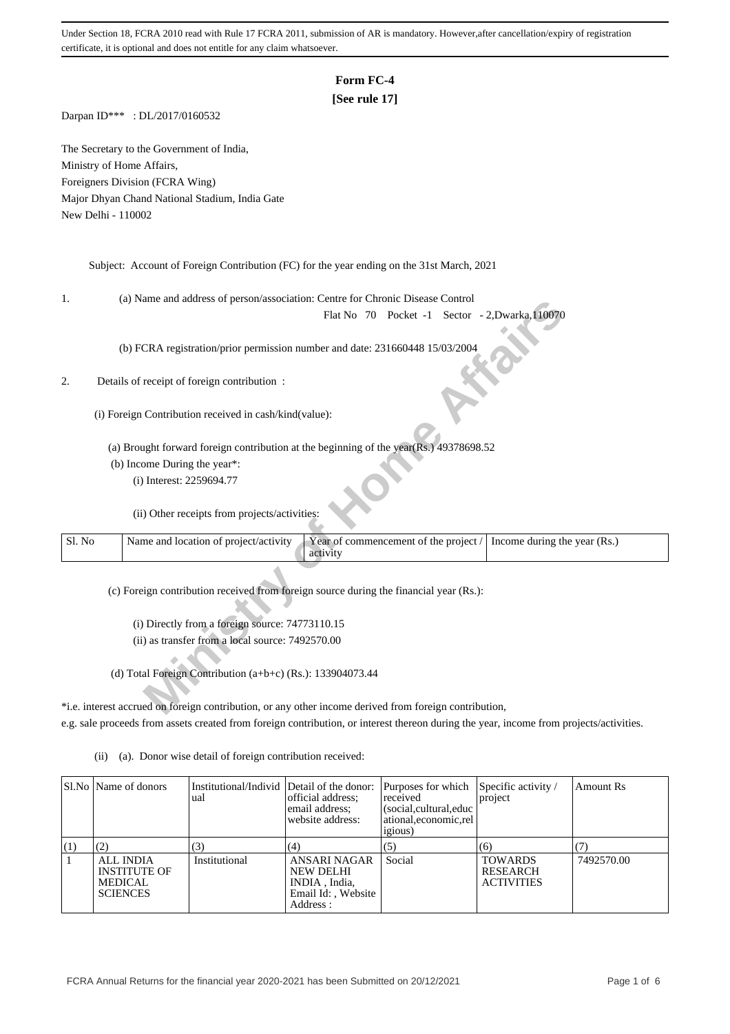Under Section 18, FCRA 2010 read with Rule 17 FCRA 2011, submission of AR is mandatory. However,after cancellation/expiry of registration certificate, it is optional and does not entitle for any claim whatsoever.

# Form FC-4
**[See rule 17]**

Darpan ID*** : DL/2017/0160532

The Secretary to the Government of India,
Ministry of Home Affairs,
Foreigners Division (FCRA Wing)
Major Dhyan Chand National Stadium, India Gate
New Delhi - 110002

Subject: Account of Foreign Contribution (FC) for the year ending on the 31st March, 2021

1. (a) Name and address of person/association: Centre for Chronic Disease Control
Flat No 70 Pocket -1 Sector - 2,Dwarka,110070

(b) FCRA registration/prior permission number and date: 231660448 15/03/2004

2. Details of receipt of foreign contribution :

(i) Foreign Contribution received in cash/kind(value):

(a) Brought forward foreign contribution at the beginning of the year(Rs.) 49378698.52

(b) Income During the year*:

(i) Interest: 2259694.77

(ii) Other receipts from projects/activities:

| Sl. No | Name and location of project/activity | Year of commencement of the project / activity | Income during the year (Rs.) |
|---|---|---|---|

(c) Foreign contribution received from foreign source during the financial year (Rs.):

(i) Directly from a foreign source: 74773110.15

(ii) as transfer from a local source: 7492570.00

(d) Total Foreign Contribution (a+b+c) (Rs.): 133904073.44

*i.e. interest accrued on foreign contribution, or any other income derived from foreign contribution, e.g. sale proceeds from assets created from foreign contribution, or interest thereon during the year, income from projects/activities.

(ii) (a). Donor wise detail of foreign contribution received:

| Sl.No | Name of donors | Institutional/Individual | Detail of the donor: official address; email address; website address: | Purposes for which received (social,cultural,educational,economic,religious) | Specific activity / project | Amount Rs |
|---|---|---|---|---|---|---|
| (1) | (2) | (3) | (4) | (5) | (6) | (7) |
| 1 | ALL INDIA INSTITUTE OF MEDICAL SCIENCES | Institutional | ANSARI NAGAR NEW DELHI INDIA , India, Email Id: , Website Address : | Social | TOWARDS RESEARCH ACTIVITIES | 7492570.00 |

FCRA Annual Returns for the financial year 2020-2021 has been Submitted on 20/12/2021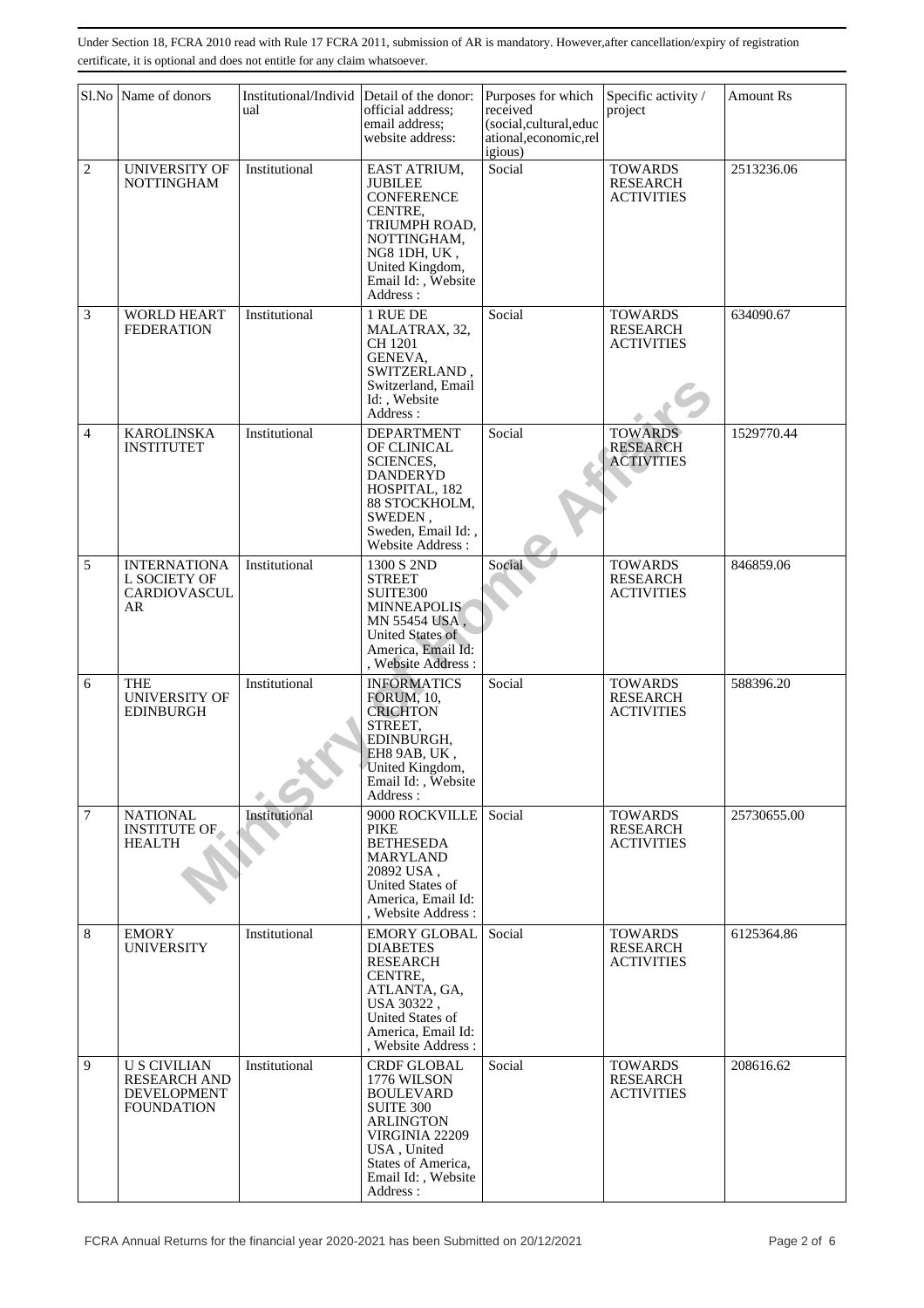Under Section 18, FCRA 2010 read with Rule 17 FCRA 2011, submission of AR is mandatory. However,after cancellation/expiry of registration certificate, it is optional and does not entitle for any claim whatsoever.

| Sl.No | Name of donors | Institutional/Individual | Detail of the donor: official address; email address; website address: | Purposes for which received (social,cultural,educational,economic,religious) | Specific activity / project | Amount Rs |
|---|---|---|---|---|---|---|
| 2 | UNIVERSITY OF NOTTINGHAM | Institutional | EAST ATRIUM, JUBILEE CONFERENCE CENTRE, TRIUMPH ROAD, NOTTINGHAM, NG8 1DH, UK , United Kingdom, Email Id: , Website Address : | Social | TOWARDS RESEARCH ACTIVITIES | 2513236.06 |
| 3 | WORLD HEART FEDERATION | Institutional | 1 RUE DE MALATRAX, 32, CH 1201 GENEVA, SWITZERLAND , Switzerland, Email Id: , Website Address : | Social | TOWARDS RESEARCH ACTIVITIES | 634090.67 |
| 4 | KAROLINSKA INSTITUTET | Institutional | DEPARTMENT OF CLINICAL SCIENCES, DANDERYD HOSPITAL, 182 88 STOCKHOLM, SWEDEN , Sweden, Email Id: , Website Address : | Social | TOWARDS RESEARCH ACTIVITIES | 1529770.44 |
| 5 | INTERNATIONAL SOCIETY OF CARDIOVASCULAR | Institutional | 1300 S 2ND STREET SUITE300 MINNEAPOLIS MN 55454 USA , United States of America, Email Id: , Website Address : | Social | TOWARDS RESEARCH ACTIVITIES | 846859.06 |
| 6 | THE UNIVERSITY OF EDINBURGH | Institutional | INFORMATICS FORUM, 10, CRICHTON STREET, EDINBURGH, EH8 9AB, UK , United Kingdom, Email Id: , Website Address : | Social | TOWARDS RESEARCH ACTIVITIES | 588396.20 |
| 7 | NATIONAL INSTITUTE OF HEALTH | Institutional | 9000 ROCKVILLE PIKE BETHESEDA MARYLAND 20892 USA , United States of America, Email Id: , Website Address : | Social | TOWARDS RESEARCH ACTIVITIES | 25730655.00 |
| 8 | EMORY UNIVERSITY | Institutional | EMORY GLOBAL DIABETES RESEARCH CENTRE, ATLANTA, GA, USA 30322 , United States of America, Email Id: , Website Address : | Social | TOWARDS RESEARCH ACTIVITIES | 6125364.86 |
| 9 | U S CIVILIAN RESEARCH AND DEVELOPMENT FOUNDATION | Institutional | CRDF GLOBAL 1776 WILSON BOULEVARD SUITE 300 ARLINGTON VIRGINIA 22209 USA , United States of America, Email Id: , Website Address : | Social | TOWARDS RESEARCH ACTIVITIES | 208616.62 |

FCRA Annual Returns for the financial year 2020-2021 has been Submitted on 20/12/2021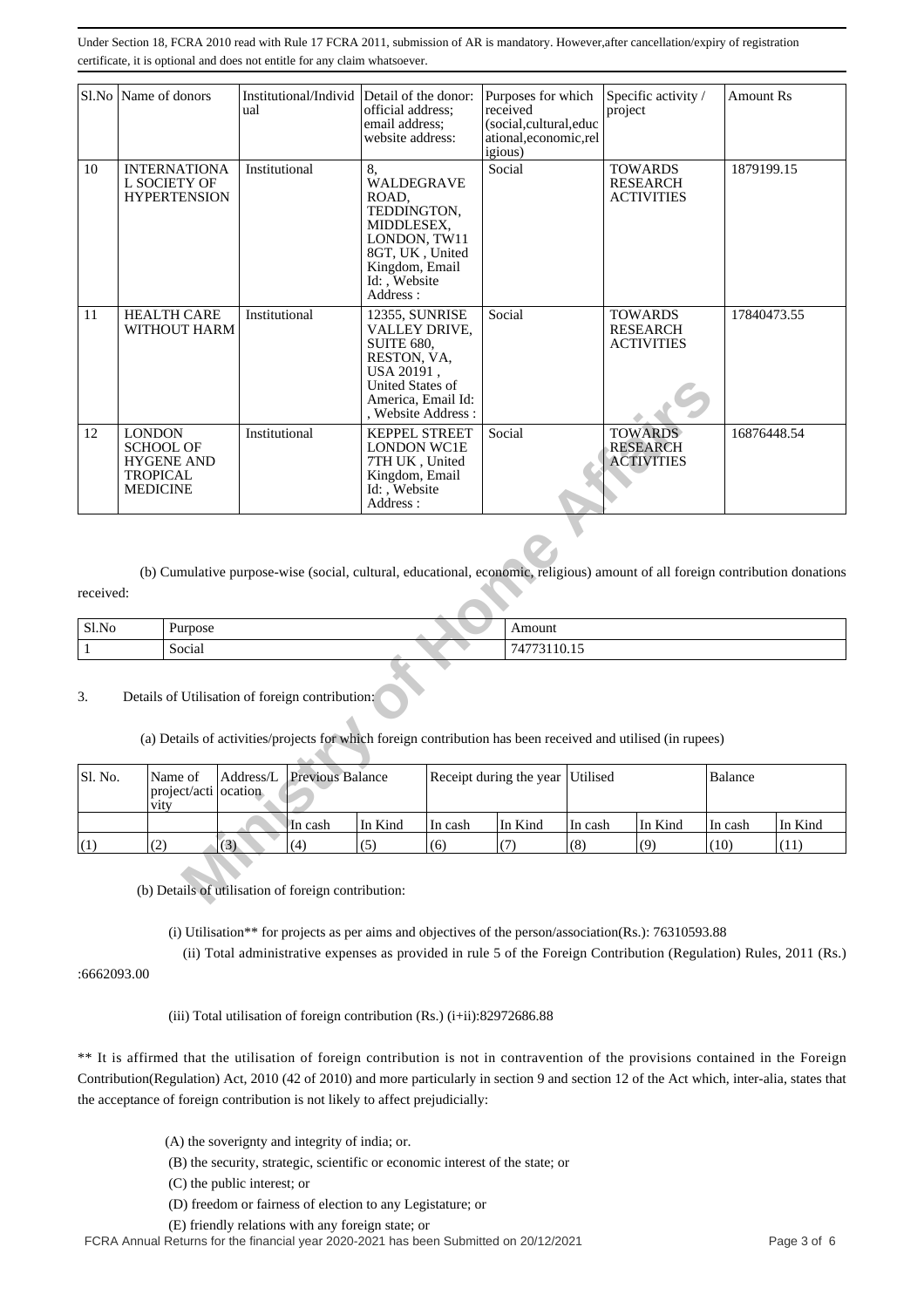Under Section 18, FCRA 2010 read with Rule 17 FCRA 2011, submission of AR is mandatory. However,after cancellation/expiry of registration certificate, it is optional and does not entitle for any claim whatsoever.

| Sl.No | Name of donors | Institutional/Individual | Detail of the donor: official address; email address; website address: | Purposes for which received (social,cultural,educational,economic,religious) | Specific activity / project | Amount Rs |
|---|---|---|---|---|---|---|
| 10 | INTERNATIONAL SOCIETY OF HYPERTENSION | Institutional | 8, WALDEGRAVE ROAD, TEDDINGTON, MIDDLESEX, LONDON, TW11 8GT, UK , United Kingdom, Email Id: , Website Address : | Social | TOWARDS RESEARCH ACTIVITIES | 1879199.15 |
| 11 | HEALTH CARE WITHOUT HARM | Institutional | 12355, SUNRISE VALLEY DRIVE, SUITE 680, RESTON, VA, USA 20191 , United States of America, Email Id: , Website Address : | Social | TOWARDS RESEARCH ACTIVITIES | 17840473.55 |
| 12 | LONDON SCHOOL OF HYGENE AND TROPICAL MEDICINE | Institutional | KEPPEL STREET LONDON WC1E 7TH UK , United Kingdom, Email Id: , Website Address : | Social | TOWARDS RESEARCH ACTIVITIES | 16876448.54 |

(b) Cumulative purpose-wise (social, cultural, educational, economic, religious) amount of all foreign contribution donations received:

| Sl.No | Purpose | Amount |
|---|---|---|
| 1 | Social | 74773110.15 |

3. Details of Utilisation of foreign contribution:

(a) Details of activities/projects for which foreign contribution has been received and utilised (in rupees)

| Sl. No. | Name of project/activity | Address/Location | Previous Balance | | Receipt during the year | | Utilised | | Balance | |
|---|---|---|---|---|---|---|---|---|---|---|
| | | | In cash | In Kind | In cash | In Kind | In cash | In Kind | In cash | In Kind |
| (1) | (2) | (3) | (4) | (5) | (6) | (7) | (8) | (9) | (10) | (11) |

(b) Details of utilisation of foreign contribution:

(i) Utilisation** for projects as per aims and objectives of the person/association(Rs.): 76310593.88

(ii) Total administrative expenses as provided in rule 5 of the Foreign Contribution (Regulation) Rules, 2011 (Rs.) :6662093.00

(iii) Total utilisation of foreign contribution (Rs.) (i+ii):82972686.88

** It is affirmed that the utilisation of foreign contribution is not in contravention of the provisions contained in the Foreign Contribution(Regulation) Act, 2010 (42 of 2010) and more particularly in section 9 and section 12 of the Act which, inter-alia, states that the acceptance of foreign contribution is not likely to affect prejudicially:

(A) the soverignty and integrity of india; or.

(B) the security, strategic, scientific or economic interest of the state; or

(C) the public interest; or

(D) freedom or fairness of election to any Legistature; or

(E) friendly relations with any foreign state; or

FCRA Annual Returns for the financial year 2020-2021 has been Submitted on 20/12/2021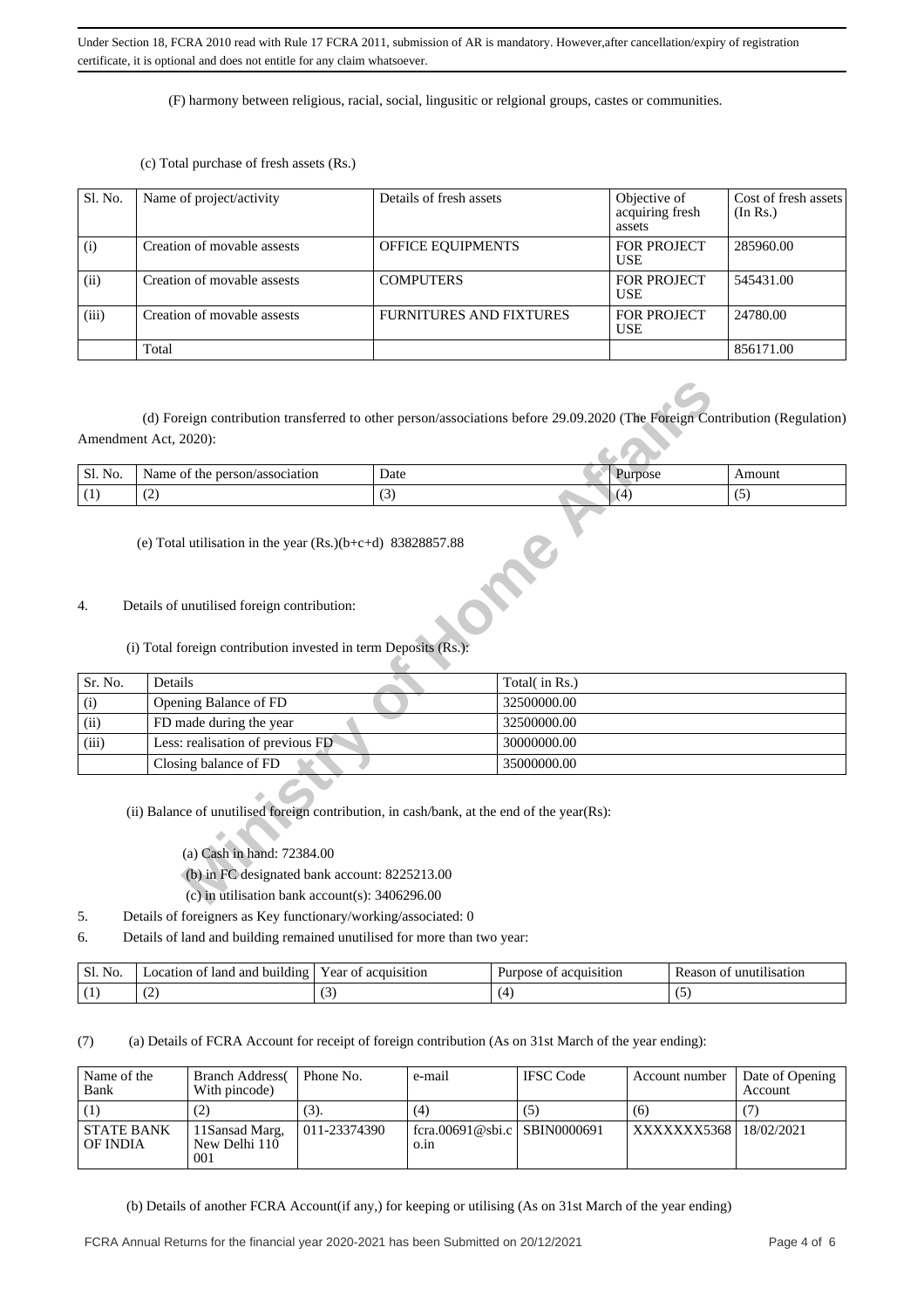Under Section 18, FCRA 2010 read with Rule 17 FCRA 2011, submission of AR is mandatory. However,after cancellation/expiry of registration certificate, it is optional and does not entitle for any claim whatsoever.

(F) harmony between religious, racial, social, lingusitic or relgional groups, castes or communities.

(c) Total purchase of fresh assets (Rs.)

| Sl. No. | Name of project/activity | Details of fresh assets | Objective of acquiring fresh assets | Cost of fresh assets (In Rs.) |
|---|---|---|---|---|
| (i) | Creation of movable assests | OFFICE EQUIPMENTS | FOR PROJECT USE | 285960.00 |
| (ii) | Creation of movable assests | COMPUTERS | FOR PROJECT USE | 545431.00 |
| (iii) | Creation of movable assests | FURNITURES AND FIXTURES | FOR PROJECT USE | 24780.00 |
| | Total | | | 856171.00 |

(d) Foreign contribution transferred to other person/associations before 29.09.2020 (The Foreign Contribution (Regulation) Amendment Act, 2020):

| Sl. No. | Name of the person/association | Date | Purpose | Amount |
|---|---|---|---|---|
| (1) | (2) | (3) | (4) | (5) |

(e) Total utilisation in the year (Rs.)(b+c+d) 83828857.88

4. Details of unutilised foreign contribution:

(i) Total foreign contribution invested in term Deposits (Rs.):

| Sr. No. | Details | Total( in Rs.) |
|---|---|---|
| (i) | Opening Balance of FD | 32500000.00 |
| (ii) | FD made during the year | 32500000.00 |
| (iii) | Less: realisation of previous FD | 30000000.00 |
| | Closing balance of FD | 35000000.00 |

(ii) Balance of unutilised foreign contribution, in cash/bank, at the end of the year(Rs):

(a) Cash in hand: 72384.00

(b) in FC designated bank account: 8225213.00

(c) in utilisation bank account(s): 3406296.00

5. Details of foreigners as Key functionary/working/associated: 0

6. Details of land and building remained unutilised for more than two year:

| Sl. No. | Location of land and building | Year of acquisition | Purpose of acquisition | Reason of unutilisation |
|---|---|---|---|---|
| (1) | (2) | (3) | (4) | (5) |

(7) (a) Details of FCRA Account for receipt of foreign contribution (As on 31st March of the year ending):

| Name of the Bank | Branch Address( With pincode) | Phone No. | e-mail | IFSC Code | Account number | Date of Opening Account |
|---|---|---|---|---|---|---|
| (1) | (2) | (3). | (4) | (5) | (6) | (7) |
| STATE BANK OF INDIA | 11Sansad Marg, New Delhi 110 001 | 011-23374390 | fcra.00691@sbi.co.in | SBIN0000691 | XXXXXXX5368 | 18/02/2021 |

(b) Details of another FCRA Account(if any,) for keeping or utilising (As on 31st March of the year ending)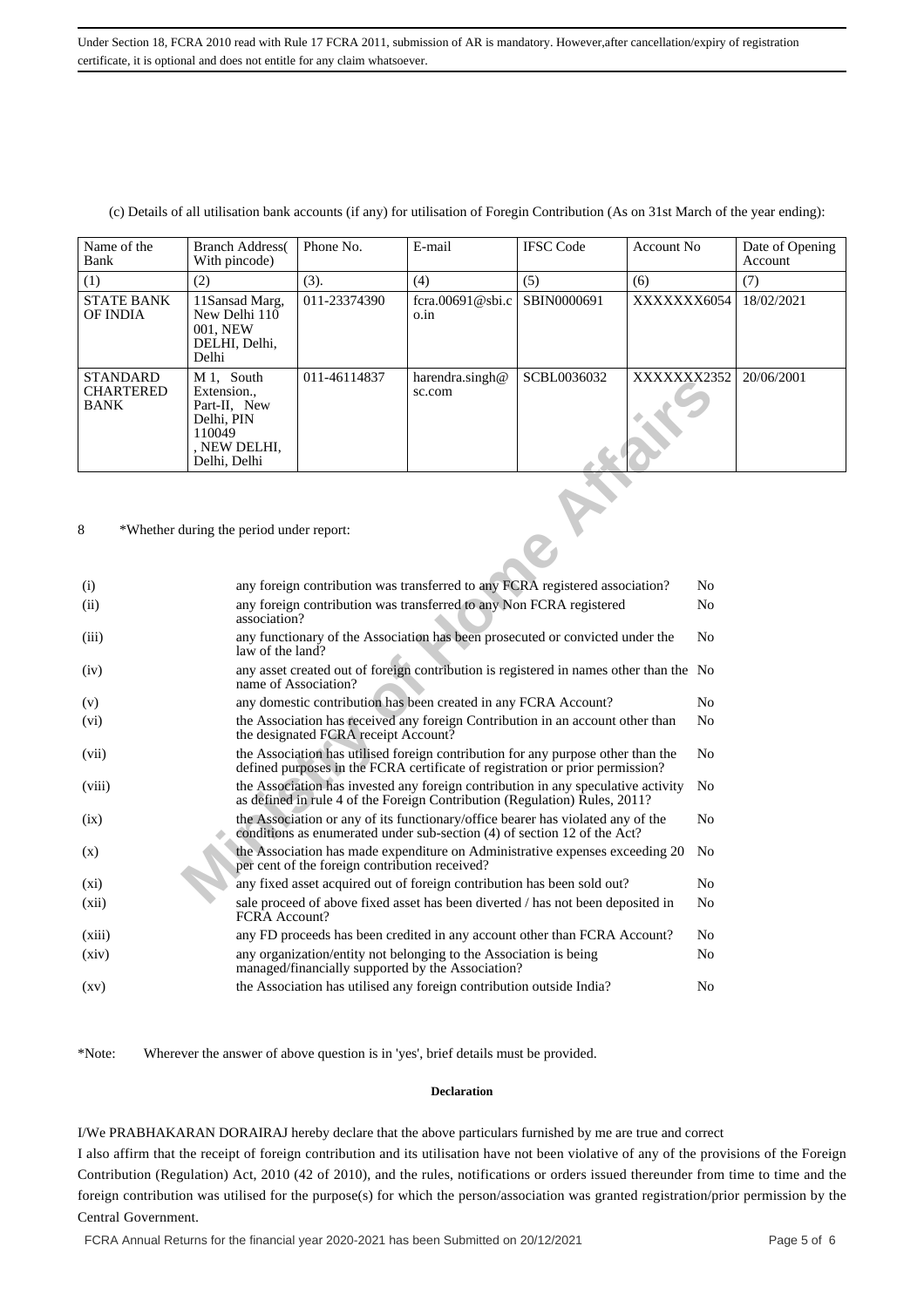Under Section 18, FCRA 2010 read with Rule 17 FCRA 2011, submission of AR is mandatory. However,after cancellation/expiry of registration certificate, it is optional and does not entitle for any claim whatsoever.

(c) Details of all utilisation bank accounts (if any) for utilisation of Foregin Contribution (As on 31st March of the year ending):

| Name of the Bank | Branch Address( With pincode) | Phone No. | E-mail | IFSC Code | Account No | Date of Opening Account |
|---|---|---|---|---|---|---|
| (1) | (2) | (3). | (4) | (5) | (6) | (7) |
| STATE BANK OF INDIA | 11Sansad Marg, New Delhi 110 001, NEW DELHI, Delhi, Delhi | 011-23374390 | fcra.00691@sbi.co.in | SBIN0000691 | XXXXXXX6054 | 18/02/2021 |
| STANDARD CHARTERED BANK | M 1, South Extension., Part-II, New Delhi, PIN 110049 , NEW DELHI, Delhi, Delhi | 011-46114837 | harendra.singh@sc.com | SCBL0036032 | XXXXXXX2352 | 20/06/2001 |

8 *Whether during the period under report:

| | | |
|---|---|---|
| (i) | any foreign contribution was transferred to any FCRA registered association? | No |
| (ii) | any foreign contribution was transferred to any Non FCRA registered association? | No |
| (iii) | any functionary of the Association has been prosecuted or convicted under the law of the land? | No |
| (iv) | any asset created out of foreign contribution is registered in names other than the name of Association? | No |
| (v) | any domestic contribution has been created in any FCRA Account? | No |
| (vi) | the Association has received any foreign Contribution in an account other than the designated FCRA receipt Account? | No |
| (vii) | the Association has utilised foreign contribution for any purpose other than the defined purposes in the FCRA certificate of registration or prior permission? | No |
| (viii) | the Association has invested any foreign contribution in any speculative activity as defined in rule 4 of the Foreign Contribution (Regulation) Rules, 2011? | No |
| (ix) | the Association or any of its functionary/office bearer has violated any of the conditions as enumerated under sub-section (4) of section 12 of the Act? | No |
| (x) | the Association has made expenditure on Administrative expenses exceeding 20 per cent of the foreign contribution received? | No |
| (xi) | any fixed asset acquired out of foreign contribution has been sold out? | No |
| (xii) | sale proceed of above fixed asset has been diverted / has not been deposited in FCRA Account? | No |
| (xiii) | any FD proceeds has been credited in any account other than FCRA Account? | No |
| (xiv) | any organization/entity not belonging to the Association is being managed/financially supported by the Association? | No |
| (xv) | the Association has utilised any foreign contribution outside India? | No |

*Note: Wherever the answer of above question is in 'yes', brief details must be provided.

**Declaration**

I/We PRABHAKARAN DORAIRAJ hereby declare that the above particulars furnished by me are true and correct

I also affirm that the receipt of foreign contribution and its utilisation have not been violative of any of the provisions of the Foreign Contribution (Regulation) Act, 2010 (42 of 2010), and the rules, notifications or orders issued thereunder from time to time and the foreign contribution was utilised for the purpose(s) for which the person/association was granted registration/prior permission by the Central Government.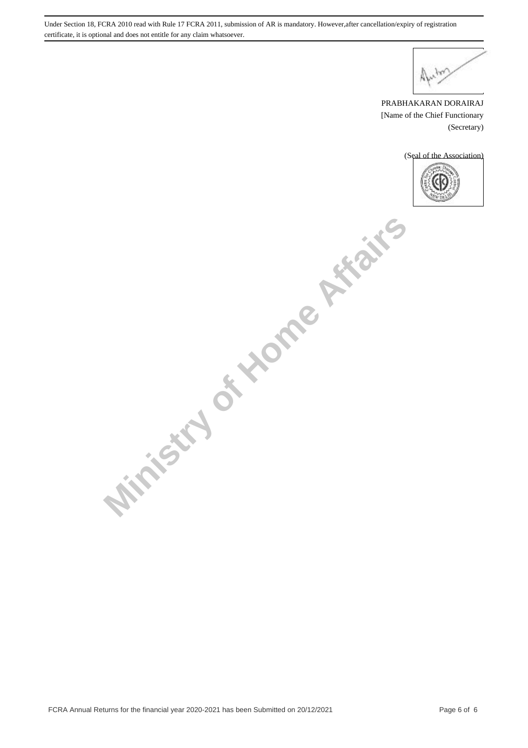Under Section 18, FCRA 2010 read with Rule 17 FCRA 2011, submission of AR is mandatory. However,after cancellation/expiry of registration certificate, it is optional and does not entitle for any claim whatsoever.

PRABHAKARAN DORAIRAJ
[Name of the Chief Functionary
(Secretary)

(Seal of the Association)

FCRA Annual Returns for the financial year 2020-2021 has been Submitted on 20/12/2021